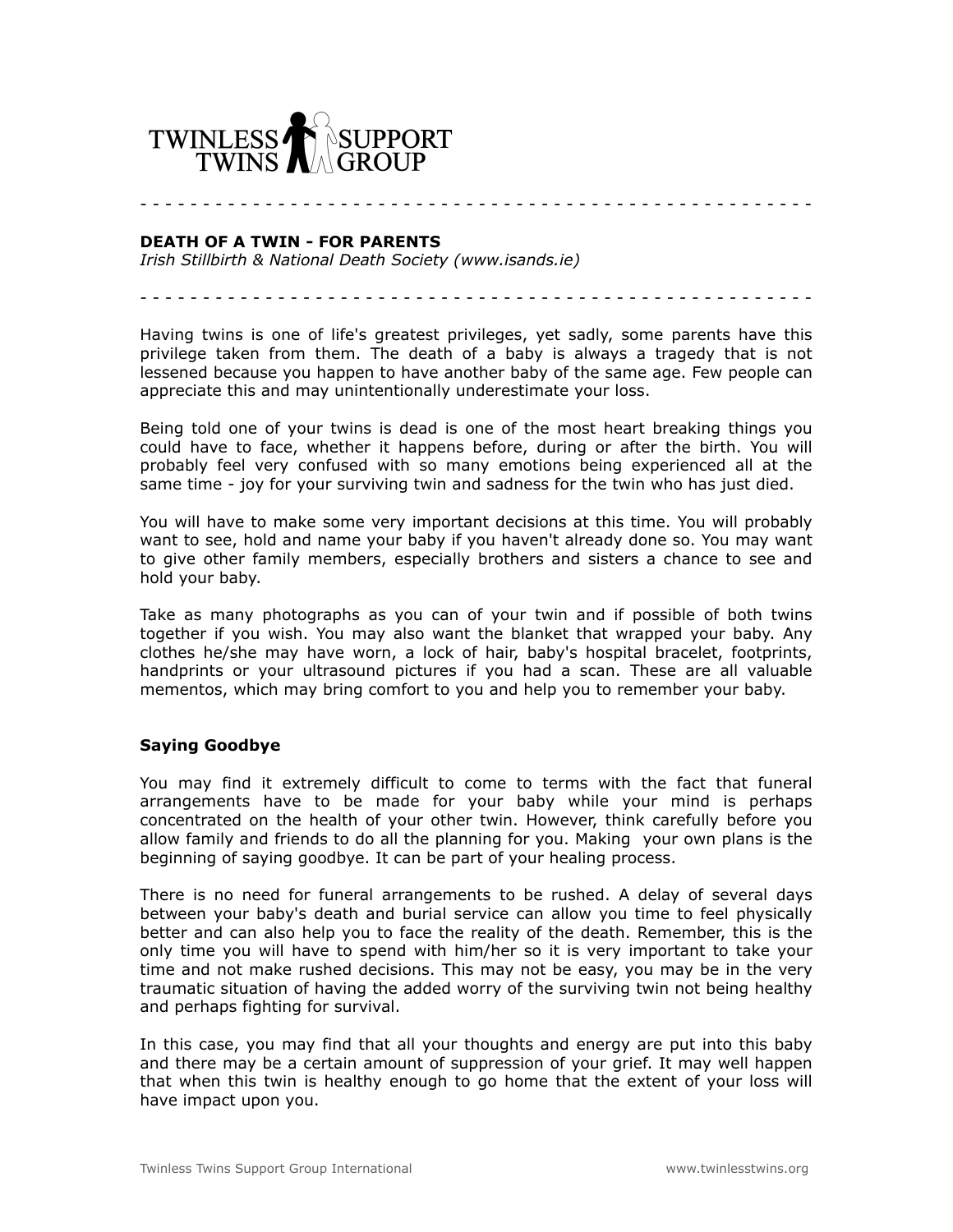TWINLESS TWINS SUPPORT GROUP

- - - - - - - - - - - - - - - - - - - - - - - - - - - - - - - - - - - - - - - - - - - - - - - - - - - - -

**DEATH OF A TWIN - FOR PARENTS**
*Irish Stillbirth & National Death Society (www.isands.ie)*

- - - - - - - - - - - - - - - - - - - - - - - - - - - - - - - - - - - - - - - - - - - - - - - - - - - - -

Having twins is one of life's greatest privileges, yet sadly, some parents have this privilege taken from them. The death of a baby is always a tragedy that is not lessened because you happen to have another baby of the same age. Few people can appreciate this and may unintentionally underestimate your loss.

Being told one of your twins is dead is one of the most heart breaking things you could have to face, whether it happens before, during or after the birth. You will probably feel very confused with so many emotions being experienced all at the same time - joy for your surviving twin and sadness for the twin who has just died.

You will have to make some very important decisions at this time. You will probably want to see, hold and name your baby if you haven't already done so. You may want to give other family members, especially brothers and sisters a chance to see and hold your baby.

Take as many photographs as you can of your twin and if possible of both twins together if you wish. You may also want the blanket that wrapped your baby. Any clothes he/she may have worn, a lock of hair, baby's hospital bracelet, footprints, handprints or your ultrasound pictures if you had a scan. These are all valuable mementos, which may bring comfort to you and help you to remember your baby.

**Saying Goodbye**

You may find it extremely difficult to come to terms with the fact that funeral arrangements have to be made for your baby while your mind is perhaps concentrated on the health of your other twin. However, think carefully before you allow family and friends to do all the planning for you. Making your own plans is the beginning of saying goodbye. It can be part of your healing process.

There is no need for funeral arrangements to be rushed. A delay of several days between your baby's death and burial service can allow you time to feel physically better and can also help you to face the reality of the death. Remember, this is the only time you will have to spend with him/her so it is very important to take your time and not make rushed decisions. This may not be easy, you may be in the very traumatic situation of having the added worry of the surviving twin not being healthy and perhaps fighting for survival.

In this case, you may find that all your thoughts and energy are put into this baby and there may be a certain amount of suppression of your grief. It may well happen that when this twin is healthy enough to go home that the extent of your loss will have impact upon you.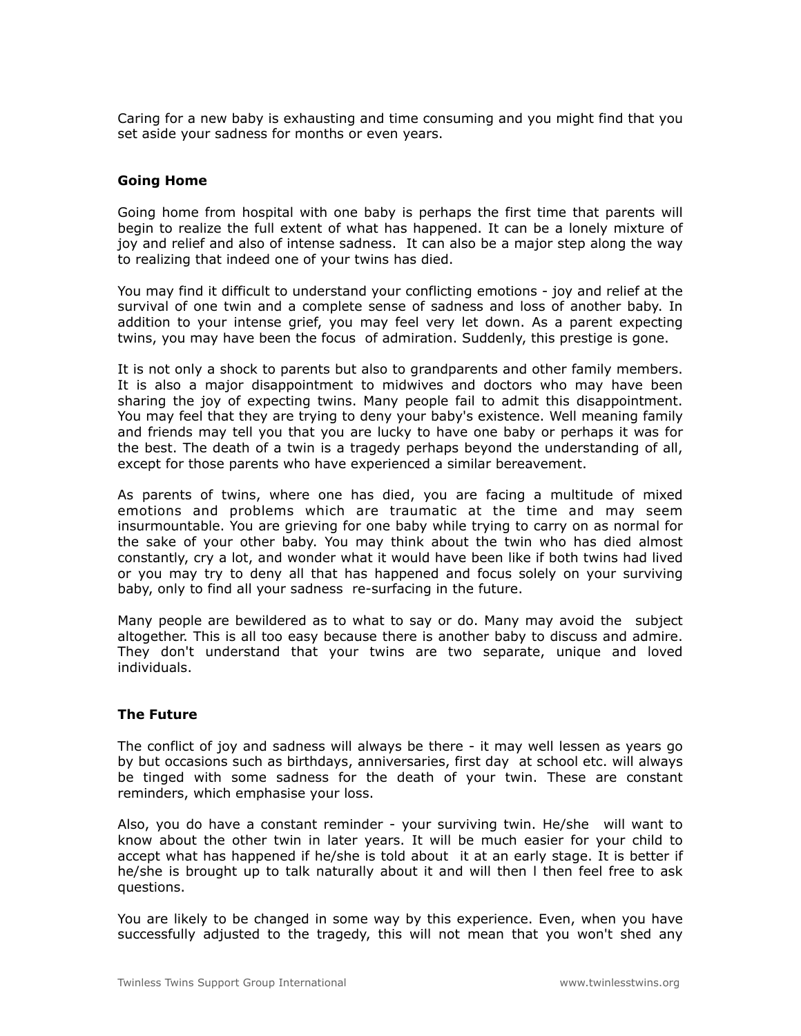Caring for a new baby is exhausting and time consuming and you might find that you set aside your sadness for months or even years.

### Going Home

Going home from hospital with one baby is perhaps the first time that parents will begin to realize the full extent of what has happened. It can be a lonely mixture of joy and relief and also of intense sadness. It can also be a major step along the way to realizing that indeed one of your twins has died.

You may find it difficult to understand your conflicting emotions - joy and relief at the survival of one twin and a complete sense of sadness and loss of another baby. In addition to your intense grief, you may feel very let down. As a parent expecting twins, you may have been the focus of admiration. Suddenly, this prestige is gone.

It is not only a shock to parents but also to grandparents and other family members. It is also a major disappointment to midwives and doctors who may have been sharing the joy of expecting twins. Many people fail to admit this disappointment. You may feel that they are trying to deny your baby's existence. Well meaning family and friends may tell you that you are lucky to have one baby or perhaps it was for the best. The death of a twin is a tragedy perhaps beyond the understanding of all, except for those parents who have experienced a similar bereavement.

As parents of twins, where one has died, you are facing a multitude of mixed emotions and problems which are traumatic at the time and may seem insurmountable. You are grieving for one baby while trying to carry on as normal for the sake of your other baby. You may think about the twin who has died almost constantly, cry a lot, and wonder what it would have been like if both twins had lived or you may try to deny all that has happened and focus solely on your surviving baby, only to find all your sadness re-surfacing in the future.

Many people are bewildered as to what to say or do. Many may avoid the subject altogether. This is all too easy because there is another baby to discuss and admire. They don't understand that your twins are two separate, unique and loved individuals.

### The Future

The conflict of joy and sadness will always be there - it may well lessen as years go by but occasions such as birthdays, anniversaries, first day at school etc. will always be tinged with some sadness for the death of your twin. These are constant reminders, which emphasise your loss.

Also, you do have a constant reminder - your surviving twin. He/she will want to know about the other twin in later years. It will be much easier for your child to accept what has happened if he/she is told about it at an early stage. It is better if he/she is brought up to talk naturally about it and will then l then feel free to ask questions.

You are likely to be changed in some way by this experience. Even, when you have successfully adjusted to the tragedy, this will not mean that you won't shed any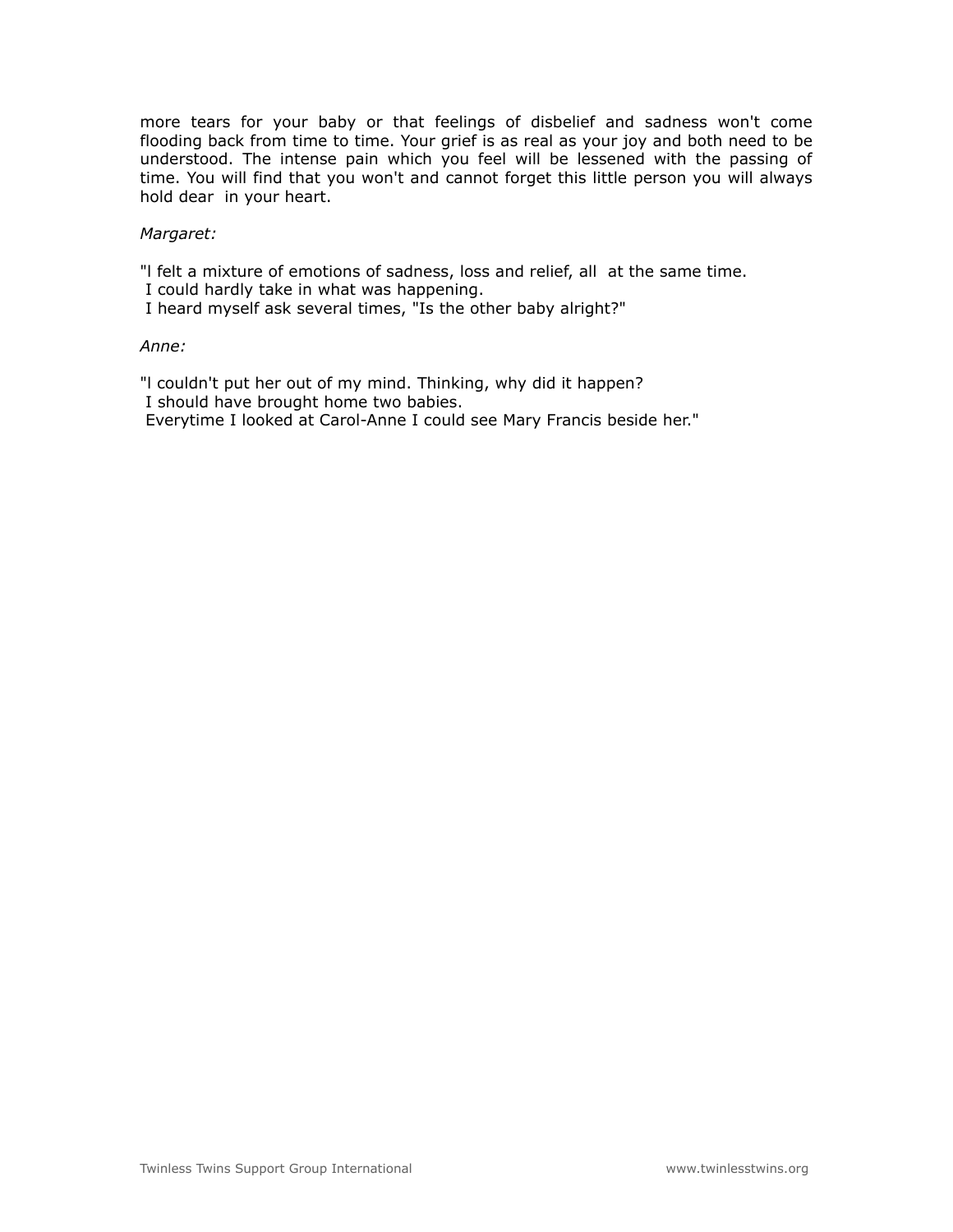more tears for your baby or that feelings of disbelief and sadness won't come flooding back from time to time. Your grief is as real as your joy and both need to be understood. The intense pain which you feel will be lessened with the passing of time. You will find that you won't and cannot forget this little person you will always hold dear in your heart.

*Margaret:*

"I felt a mixture of emotions of sadness, loss and relief, all at the same time.
I could hardly take in what was happening.
I heard myself ask several times, "Is the other baby alright?"

*Anne:*

"I couldn't put her out of my mind. Thinking, why did it happen?
I should have brought home two babies.
Everytime I looked at Carol-Anne I could see Mary Francis beside her."